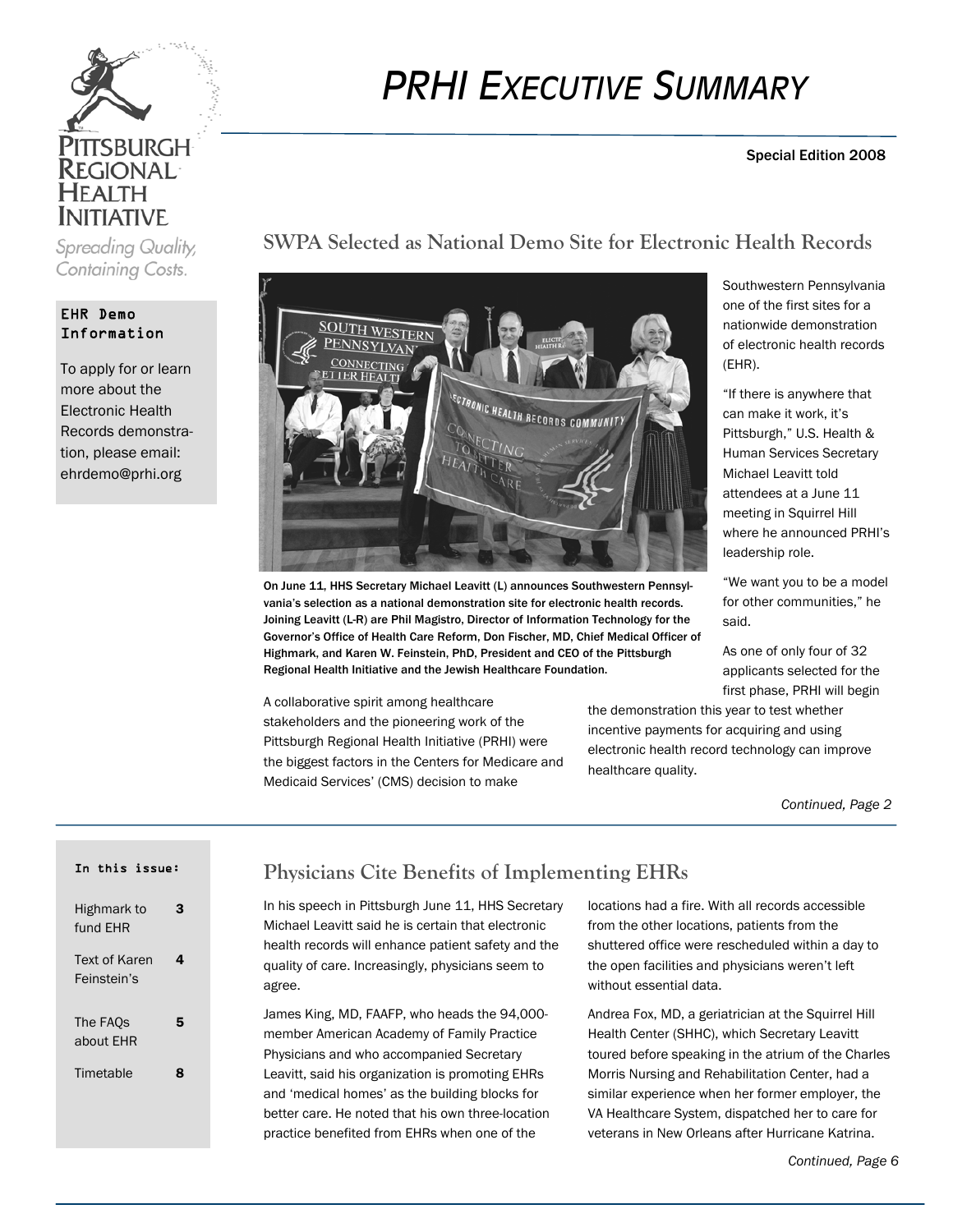Pittsburgh Regional Health Initiative

*Spreading Quality, Containing Costs.*

# *PRHI Executive Summary*

Special Edition 2008

**EHR Demo Information**

To apply for or learn more about the Electronic Health Records demonstration, please email: ehrdemo@prhi.org

## SWPA Selected as National Demo Site for Electronic Health Records

On June 11, HHS Secretary Michael Leavitt (L) announces Southwestern Pennsylvania's selection as a national demonstration site for electronic health records. Joining Leavitt (L-R) are Phil Magistro, Director of Information Technology for the Governor's Office of Health Care Reform, Don Fischer, MD, Chief Medical Officer of Highmark, and Karen W. Feinstein, PhD, President and CEO of the Pittsburgh Regional Health Initiative and the Jewish Healthcare Foundation.

A collaborative spirit among healthcare stakeholders and the pioneering work of the Pittsburgh Regional Health Initiative (PRHI) were the biggest factors in the Centers for Medicare and Medicaid Services' (CMS) decision to make Southwestern Pennsylvania one of the first sites for a nationwide demonstration of electronic health records (EHR).

"If there is anywhere that can make it work, it's Pittsburgh," U.S. Health & Human Services Secretary Michael Leavitt told attendees at a June 11 meeting in Squirrel Hill where he announced PRHI's leadership role.

"We want you to be a model for other communities," he said.

As one of only four of 32 applicants selected for the first phase, PRHI will begin the demonstration this year to test whether incentive payments for acquiring and using electronic health record technology can improve healthcare quality.

*Continued, Page 2*

**In this issue:**

| | |
|---|---|
| Highmark to fund EHR | 3 |
| Text of Karen Feinstein's | 4 |
| The FAQs about EHR | 5 |
| Timetable | 8 |

## Physicians Cite Benefits of Implementing EHRs

In his speech in Pittsburgh June 11, HHS Secretary Michael Leavitt said he is certain that electronic health records will enhance patient safety and the quality of care. Increasingly, physicians seem to agree.

James King, MD, FAAFP, who heads the 94,000-member American Academy of Family Practice Physicians and who accompanied Secretary Leavitt, said his organization is promoting EHRs and 'medical homes' as the building blocks for better care. He noted that his own three-location practice benefited from EHRs when one of the locations had a fire. With all records accessible from the other locations, patients from the shuttered office were rescheduled within a day to the open facilities and physicians weren't left without essential data.

Andrea Fox, MD, a geriatrician at the Squirrel Hill Health Center (SHHC), which Secretary Leavitt toured before speaking in the atrium of the Charles Morris Nursing and Rehabilitation Center, had a similar experience when her former employer, the VA Healthcare System, dispatched her to care for veterans in New Orleans after Hurricane Katrina.

*Continued, Page 6*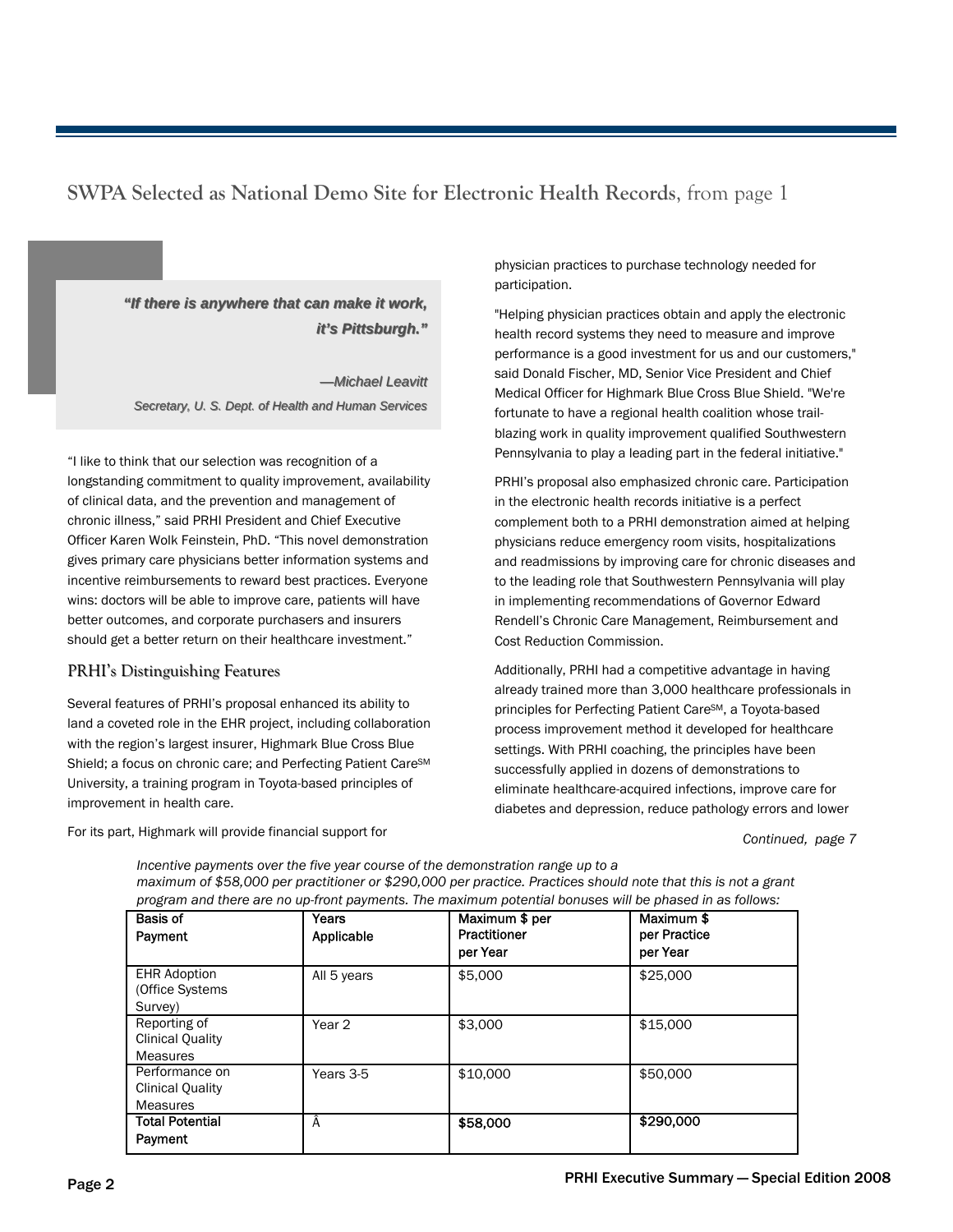## SWPA Selected as National Demo Site for Electronic Health Records, from page 1

> ***"If there is anywhere that can make it work, it's Pittsburgh."***
>
> *—Michael Leavitt*
> *Secretary, U. S. Dept. of Health and Human Services*

"I like to think that our selection was recognition of a longstanding commitment to quality improvement, availability of clinical data, and the prevention and management of chronic illness," said PRHI President and Chief Executive Officer Karen Wolk Feinstein, PhD. "This novel demonstration gives primary care physicians better information systems and incentive reimbursements to reward best practices. Everyone wins: doctors will be able to improve care, patients will have better outcomes, and corporate purchasers and insurers should get a better return on their healthcare investment."

### PRHI's Distinguishing Features

Several features of PRHI's proposal enhanced its ability to land a coveted role in the EHR project, including collaboration with the region's largest insurer, Highmark Blue Cross Blue Shield; a focus on chronic care; and Perfecting Patient Care[SM] University, a training program in Toyota-based principles of improvement in health care.

For its part, Highmark will provide financial support for physician practices to purchase technology needed for participation.

"Helping physician practices obtain and apply the electronic health record systems they need to measure and improve performance is a good investment for us and our customers," said Donald Fischer, MD, Senior Vice President and Chief Medical Officer for Highmark Blue Cross Blue Shield. "We're fortunate to have a regional health coalition whose trail-blazing work in quality improvement qualified Southwestern Pennsylvania to play a leading part in the federal initiative."

PRHI's proposal also emphasized chronic care. Participation in the electronic health records initiative is a perfect complement both to a PRHI demonstration aimed at helping physicians reduce emergency room visits, hospitalizations and readmissions by improving care for chronic diseases and to the leading role that Southwestern Pennsylvania will play in implementing recommendations of Governor Edward Rendell's Chronic Care Management, Reimbursement and Cost Reduction Commission.

Additionally, PRHI had a competitive advantage in having already trained more than 3,000 healthcare professionals in principles for Perfecting Patient Care[SM], a Toyota-based process improvement method it developed for healthcare settings. With PRHI coaching, the principles have been successfully applied in dozens of demonstrations to eliminate healthcare-acquired infections, improve care for diabetes and depression, reduce pathology errors and lower

*Continued, page 7*

*Incentive payments over the five year course of the demonstration range up to a maximum of $58,000 per practitioner or $290,000 per practice. Practices should note that this is not a grant program and there are no up-front payments. The maximum potential bonuses will be phased in as follows:*

| Basis of Payment | Years Applicable | Maximum $ per Practitioner per Year | Maximum $ per Practice per Year |
|---|---|---|---|
| EHR Adoption (Office Systems Survey) | All 5 years | $5,000 | $25,000 |
| Reporting of Clinical Quality Measures | Year 2 | $3,000 | $15,000 |
| Performance on Clinical Quality Measures | Years 3-5 | $10,000 | $50,000 |
| **Total Potential Payment** | Â | **$58,000** | **$290,000** |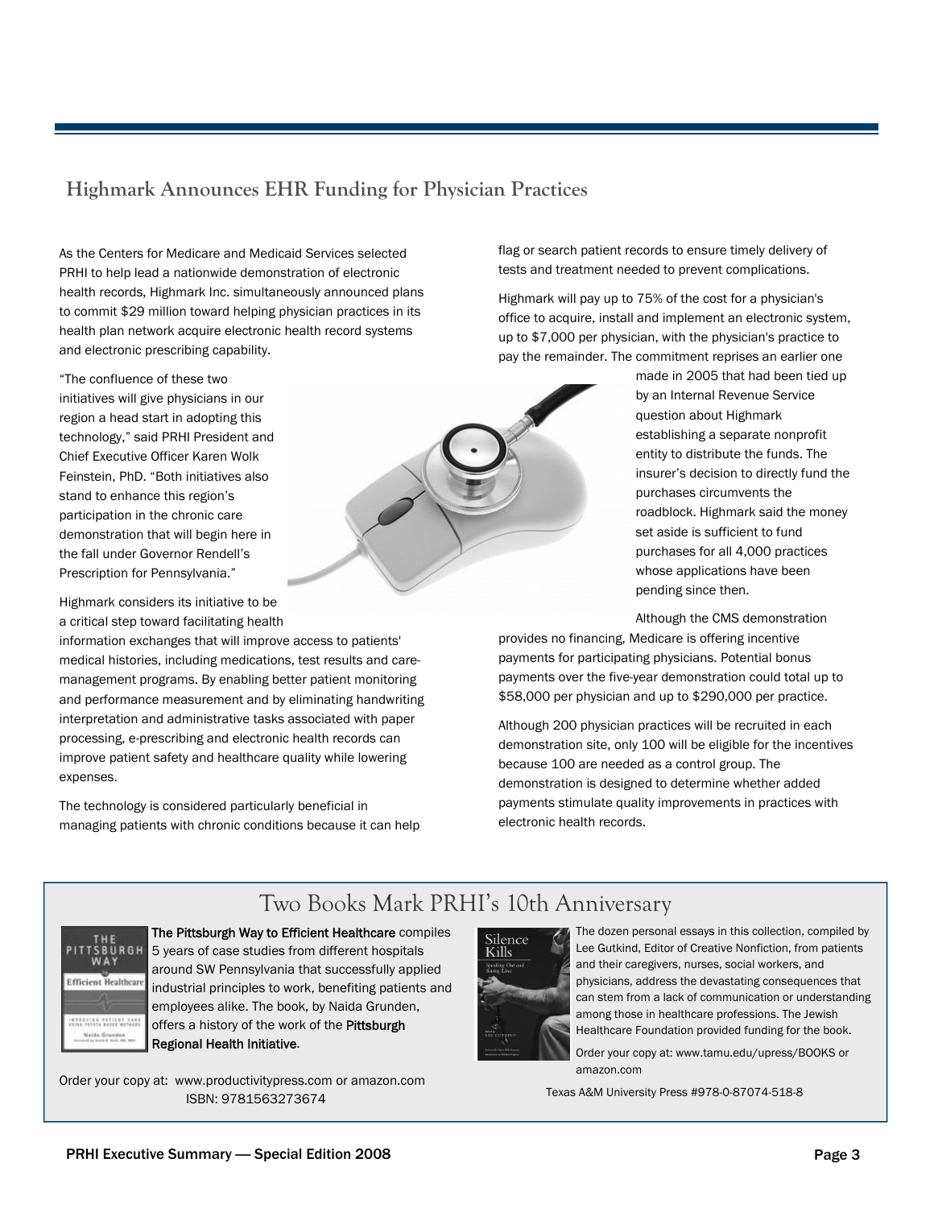## Highmark Announces EHR Funding for Physician Practices

As the Centers for Medicare and Medicaid Services selected PRHI to help lead a nationwide demonstration of electronic health records, Highmark Inc. simultaneously announced plans to commit $29 million toward helping physician practices in its health plan network acquire electronic health record systems and electronic prescribing capability.

"The confluence of these two initiatives will give physicians in our region a head start in adopting this technology," said PRHI President and Chief Executive Officer Karen Wolk Feinstein, PhD. "Both initiatives also stand to enhance this region's participation in the chronic care demonstration that will begin here in the fall under Governor Rendell's Prescription for Pennsylvania."

Highmark considers its initiative to be a critical step toward facilitating health information exchanges that will improve access to patients' medical histories, including medications, test results and care-management programs. By enabling better patient monitoring and performance measurement and by eliminating handwriting interpretation and administrative tasks associated with paper processing, e-prescribing and electronic health records can improve patient safety and healthcare quality while lowering expenses.

The technology is considered particularly beneficial in managing patients with chronic conditions because it can help flag or search patient records to ensure timely delivery of tests and treatment needed to prevent complications.

Highmark will pay up to 75% of the cost for a physician's office to acquire, install and implement an electronic system, up to $7,000 per physician, with the physician's practice to pay the remainder. The commitment reprises an earlier one made in 2005 that had been tied up by an Internal Revenue Service question about Highmark establishing a separate nonprofit entity to distribute the funds. The insurer's decision to directly fund the purchases circumvents the roadblock. Highmark said the money set aside is sufficient to fund purchases for all 4,000 practices whose applications have been pending since then.

Although the CMS demonstration provides no financing, Medicare is offering incentive payments for participating physicians. Potential bonus payments over the five-year demonstration could total up to $58,000 per physician and up to $290,000 per practice.

Although 200 physician practices will be recruited in each demonstration site, only 100 will be eligible for the incentives because 100 are needed as a control group. The demonstration is designed to determine whether added payments stimulate quality improvements in practices with electronic health records.

## Two Books Mark PRHI's 10th Anniversary

**The Pittsburgh Way to Efficient Healthcare** compiles 5 years of case studies from different hospitals around SW Pennsylvania that successfully applied industrial principles to work, benefiting patients and employees alike. The book, by Naida Grunden, offers a history of the work of the **Pittsburgh Regional Health Initiative**.

Order your copy at: www.productivitypress.com or amazon.com
ISBN: 9781563273674

The dozen personal essays in this collection, compiled by Lee Gutkind, Editor of Creative Nonfiction, from patients and their caregivers, nurses, social workers, and physicians, address the devastating consequences that can stem from a lack of communication or understanding among those in healthcare professions. The Jewish Healthcare Foundation provided funding for the book.

Order your copy at: www.tamu.edu/upress/BOOKS or amazon.com

Texas A&M University Press #978-0-87074-518-8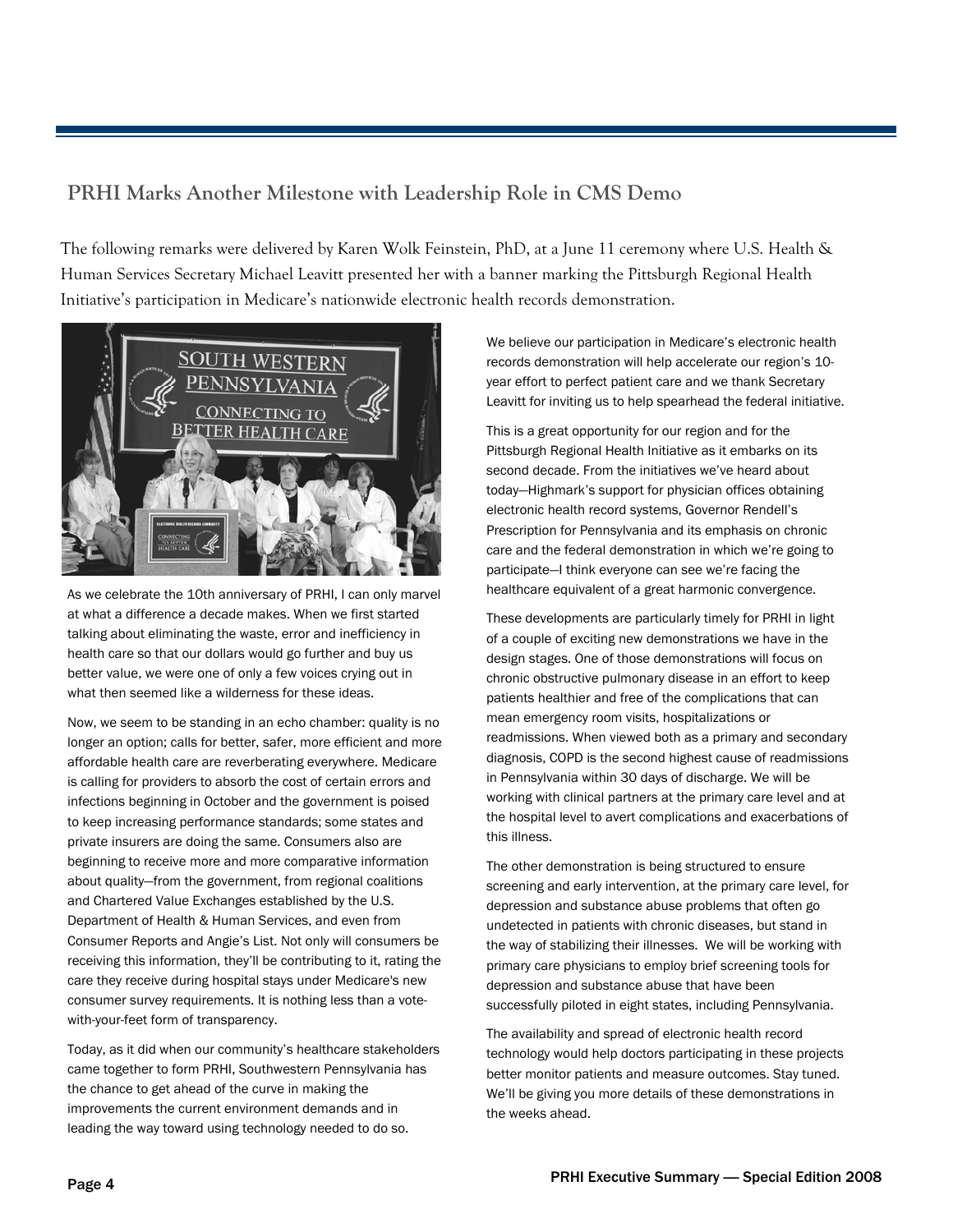## PRHI Marks Another Milestone with Leadership Role in CMS Demo

The following remarks were delivered by Karen Wolk Feinstein, PhD, at a June 11 ceremony where U.S. Health & Human Services Secretary Michael Leavitt presented her with a banner marking the Pittsburgh Regional Health Initiative's participation in Medicare's nationwide electronic health records demonstration.

As we celebrate the 10th anniversary of PRHI, I can only marvel at what a difference a decade makes. When we first started talking about eliminating the waste, error and inefficiency in health care so that our dollars would go further and buy us better value, we were one of only a few voices crying out in what then seemed like a wilderness for these ideas.

Now, we seem to be standing in an echo chamber: quality is no longer an option; calls for better, safer, more efficient and more affordable health care are reverberating everywhere. Medicare is calling for providers to absorb the cost of certain errors and infections beginning in October and the government is poised to keep increasing performance standards; some states and private insurers are doing the same. Consumers also are beginning to receive more and more comparative information about quality—from the government, from regional coalitions and Chartered Value Exchanges established by the U.S. Department of Health & Human Services, and even from Consumer Reports and Angie's List. Not only will consumers be receiving this information, they'll be contributing to it, rating the care they receive during hospital stays under Medicare's new consumer survey requirements. It is nothing less than a vote-with-your-feet form of transparency.

Today, as it did when our community's healthcare stakeholders came together to form PRHI, Southwestern Pennsylvania has the chance to get ahead of the curve in making the improvements the current environment demands and in leading the way toward using technology needed to do so.

We believe our participation in Medicare's electronic health records demonstration will help accelerate our region's 10-year effort to perfect patient care and we thank Secretary Leavitt for inviting us to help spearhead the federal initiative.

This is a great opportunity for our region and for the Pittsburgh Regional Health Initiative as it embarks on its second decade. From the initiatives we've heard about today—Highmark's support for physician offices obtaining electronic health record systems, Governor Rendell's Prescription for Pennsylvania and its emphasis on chronic care and the federal demonstration in which we're going to participate—I think everyone can see we're facing the healthcare equivalent of a great harmonic convergence.

These developments are particularly timely for PRHI in light of a couple of exciting new demonstrations we have in the design stages. One of those demonstrations will focus on chronic obstructive pulmonary disease in an effort to keep patients healthier and free of the complications that can mean emergency room visits, hospitalizations or readmissions. When viewed both as a primary and secondary diagnosis, COPD is the second highest cause of readmissions in Pennsylvania within 30 days of discharge. We will be working with clinical partners at the primary care level and at the hospital level to avert complications and exacerbations of this illness.

The other demonstration is being structured to ensure screening and early intervention, at the primary care level, for depression and substance abuse problems that often go undetected in patients with chronic diseases, but stand in the way of stabilizing their illnesses. We will be working with primary care physicians to employ brief screening tools for depression and substance abuse that have been successfully piloted in eight states, including Pennsylvania.

The availability and spread of electronic health record technology would help doctors participating in these projects better monitor patients and measure outcomes. Stay tuned. We'll be giving you more details of these demonstrations in the weeks ahead.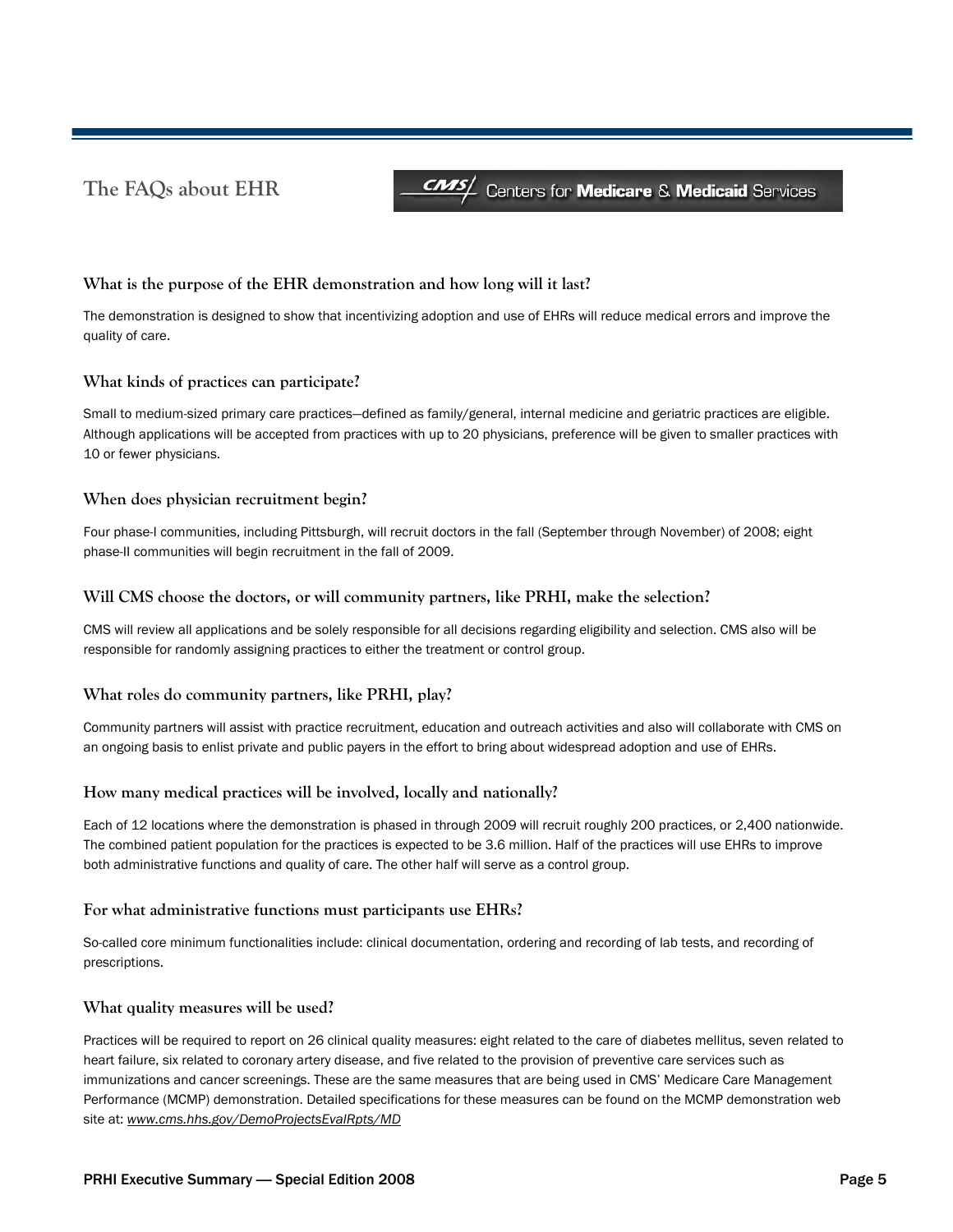## The FAQs about EHR

CMS Centers for Medicare & Medicaid Services

### What is the purpose of the EHR demonstration and how long will it last?

The demonstration is designed to show that incentivizing adoption and use of EHRs will reduce medical errors and improve the quality of care.

### What kinds of practices can participate?

Small to medium-sized primary care practices—defined as family/general, internal medicine and geriatric practices are eligible. Although applications will be accepted from practices with up to 20 physicians, preference will be given to smaller practices with 10 or fewer physicians.

### When does physician recruitment begin?

Four phase-I communities, including Pittsburgh, will recruit doctors in the fall (September through November) of 2008; eight phase-II communities will begin recruitment in the fall of 2009.

### Will CMS choose the doctors, or will community partners, like PRHI, make the selection?

CMS will review all applications and be solely responsible for all decisions regarding eligibility and selection. CMS also will be responsible for randomly assigning practices to either the treatment or control group.

### What roles do community partners, like PRHI, play?

Community partners will assist with practice recruitment, education and outreach activities and also will collaborate with CMS on an ongoing basis to enlist private and public payers in the effort to bring about widespread adoption and use of EHRs.

### How many medical practices will be involved, locally and nationally?

Each of 12 locations where the demonstration is phased in through 2009 will recruit roughly 200 practices, or 2,400 nationwide. The combined patient population for the practices is expected to be 3.6 million. Half of the practices will use EHRs to improve both administrative functions and quality of care. The other half will serve as a control group.

### For what administrative functions must participants use EHRs?

So-called core minimum functionalities include: clinical documentation, ordering and recording of lab tests, and recording of prescriptions.

### What quality measures will be used?

Practices will be required to report on 26 clinical quality measures: eight related to the care of diabetes mellitus, seven related to heart failure, six related to coronary artery disease, and five related to the provision of preventive care services such as immunizations and cancer screenings. These are the same measures that are being used in CMS' Medicare Care Management Performance (MCMP) demonstration. Detailed specifications for these measures can be found on the MCMP demonstration web site at: *www.cms.hhs.gov/DemoProjectsEvalRpts/MD*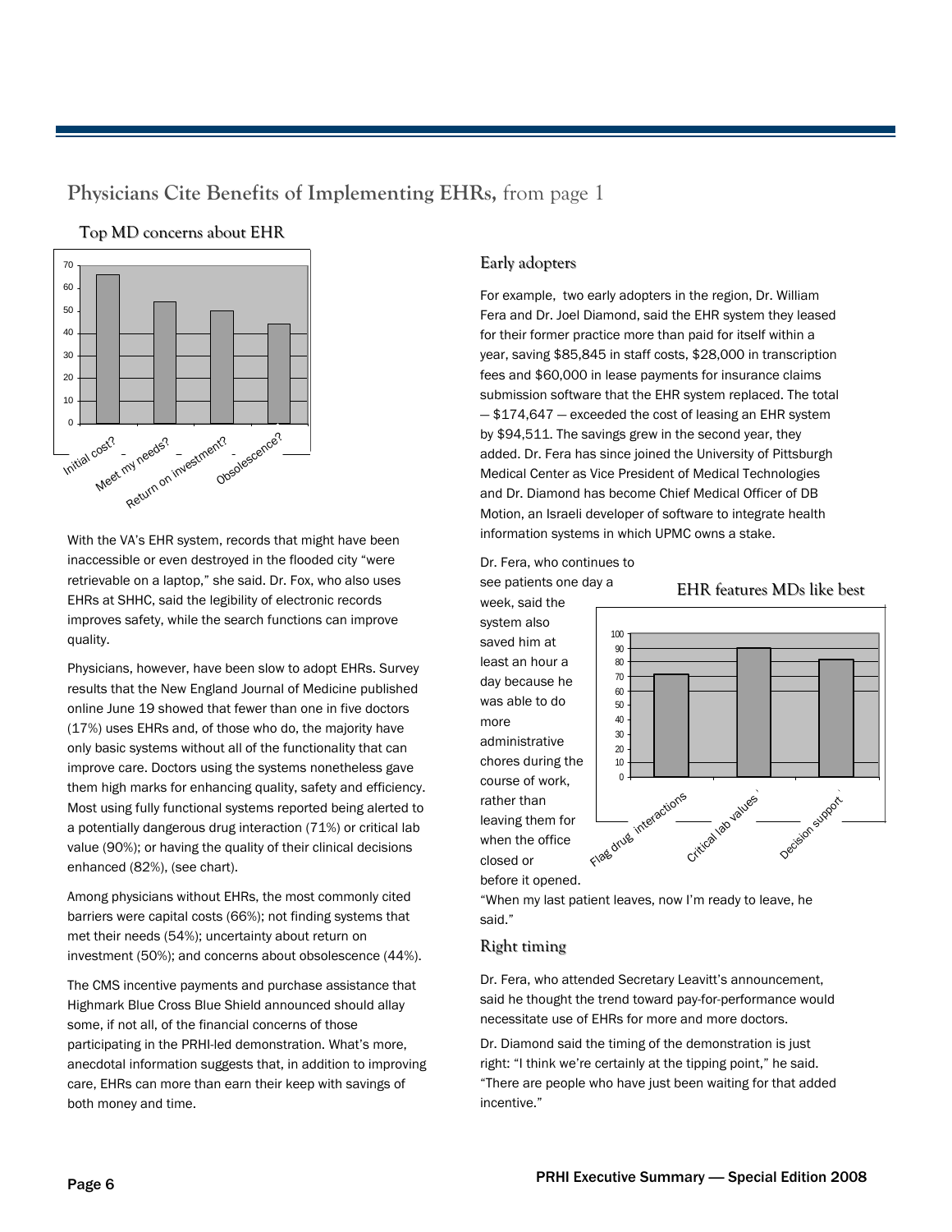## Physicians Cite Benefits of Implementing EHRs, from page 1

### Top MD concerns about EHR

| Concern | Value |
|---|---|
| Initial cost? | 66 |
| Meet my needs? | 54 |
| Return on investment? | 50 |
| Obsolescence? | 44 |

With the VA's EHR system, records that might have been inaccessible or even destroyed in the flooded city "were retrievable on a laptop," she said. Dr. Fox, who also uses EHRs at SHHC, said the legibility of electronic records improves safety, while the search functions can improve quality.

Physicians, however, have been slow to adopt EHRs. Survey results that the New England Journal of Medicine published online June 19 showed that fewer than one in five doctors (17%) uses EHRs and, of those who do, the majority have only basic systems without all of the functionality that can improve care. Doctors using the systems nonetheless gave them high marks for enhancing quality, safety and efficiency. Most using fully functional systems reported being alerted to a potentially dangerous drug interaction (71%) or critical lab value (90%); or having the quality of their clinical decisions enhanced (82%), (see chart).

Among physicians without EHRs, the most commonly cited barriers were capital costs (66%); not finding systems that met their needs (54%); uncertainty about return on investment (50%); and concerns about obsolescence (44%).

The CMS incentive payments and purchase assistance that Highmark Blue Cross Blue Shield announced should allay some, if not all, of the financial concerns of those participating in the PRHI-led demonstration. What's more, anecdotal information suggests that, in addition to improving care, EHRs can more than earn their keep with savings of both money and time.

### Early adopters

For example, two early adopters in the region, Dr. William Fera and Dr. Joel Diamond, said the EHR system they leased for their former practice more than paid for itself within a year, saving $85,845 in staff costs, $28,000 in transcription fees and $60,000 in lease payments for insurance claims submission software that the EHR system replaced. The total — $174,647 — exceeded the cost of leasing an EHR system by $94,511. The savings grew in the second year, they added. Dr. Fera has since joined the University of Pittsburgh Medical Center as Vice President of Medical Technologies and Dr. Diamond has become Chief Medical Officer of DB Motion, an Israeli developer of software to integrate health information systems in which UPMC owns a stake.

Dr. Fera, who continues to see patients one day a week, said the system also saved him at least an hour a day because he was able to do more administrative chores during the course of work, rather than leaving them for when the office closed or before it opened.

### EHR features MDs like best

| Feature | Value |
|---|---|
| Flag drug interactions | 71 |
| Critical lab values | 90 |
| Decision support | 82 |

"When my last patient leaves, now I'm ready to leave, he said."

### Right timing

Dr. Fera, who attended Secretary Leavitt's announcement, said he thought the trend toward pay-for-performance would necessitate use of EHRs for more and more doctors.

Dr. Diamond said the timing of the demonstration is just right: "I think we're certainly at the tipping point," he said. "There are people who have just been waiting for that added incentive."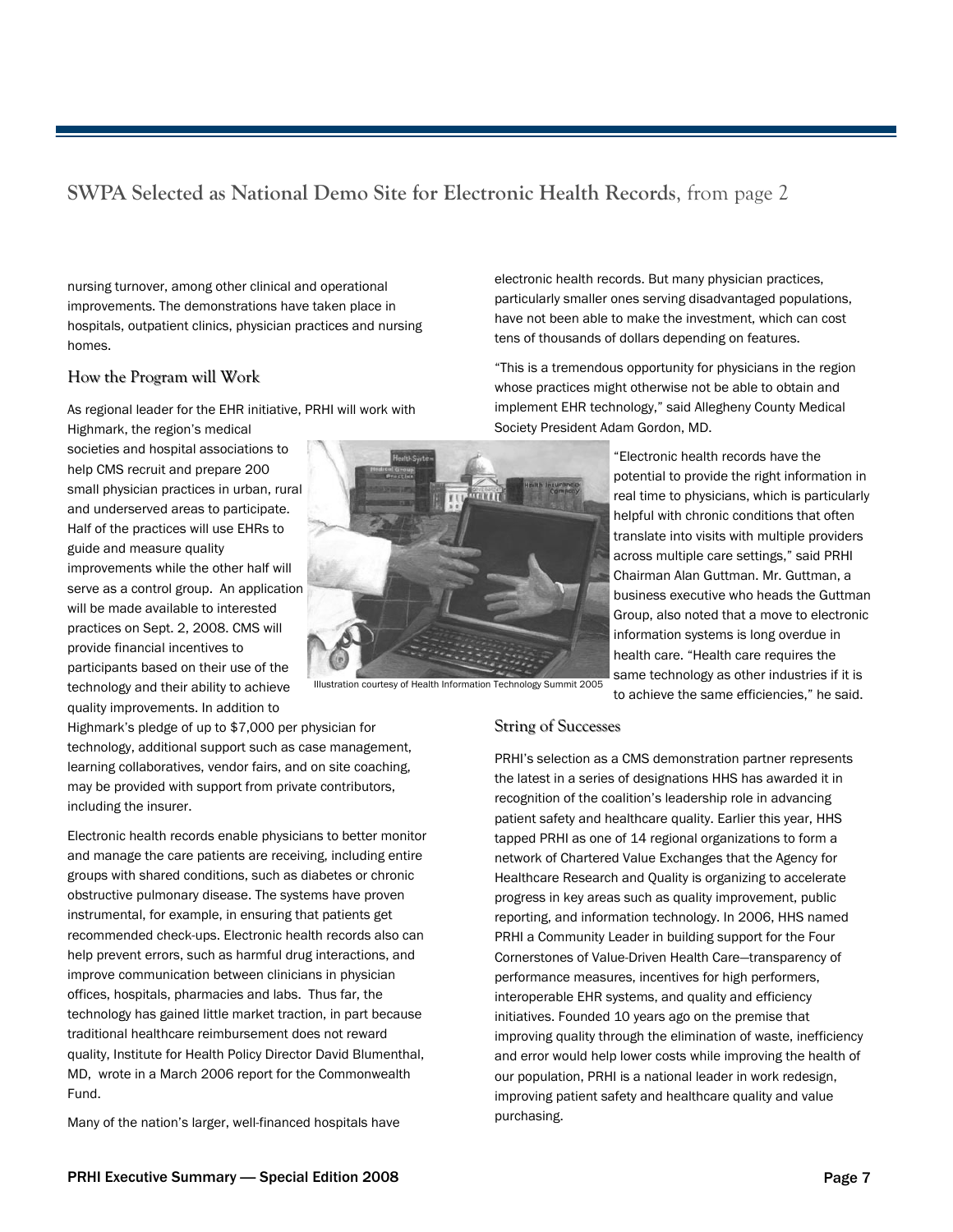## SWPA Selected as National Demo Site for Electronic Health Records, from page 2

nursing turnover, among other clinical and operational improvements. The demonstrations have taken place in hospitals, outpatient clinics, physician practices and nursing homes.

### How the Program will Work

As regional leader for the EHR initiative, PRHI will work with Highmark, the region's medical societies and hospital associations to help CMS recruit and prepare 200 small physician practices in urban, rural and underserved areas to participate. Half of the practices will use EHRs to guide and measure quality improvements while the other half will serve as a control group. An application will be made available to interested practices on Sept. 2, 2008. CMS will provide financial incentives to participants based on their use of the technology and their ability to achieve quality improvements. In addition to Highmark's pledge of up to $7,000 per physician for technology, additional support such as case management, learning collaboratives, vendor fairs, and on site coaching, may be provided with support from private contributors, including the insurer.

Illustration courtesy of Health Information Technology Summit 2005

Electronic health records enable physicians to better monitor and manage the care patients are receiving, including entire groups with shared conditions, such as diabetes or chronic obstructive pulmonary disease. The systems have proven instrumental, for example, in ensuring that patients get recommended check-ups. Electronic health records also can help prevent errors, such as harmful drug interactions, and improve communication between clinicians in physician offices, hospitals, pharmacies and labs. Thus far, the technology has gained little market traction, in part because traditional healthcare reimbursement does not reward quality, Institute for Health Policy Director David Blumenthal, MD, wrote in a March 2006 report for the Commonwealth Fund.

Many of the nation's larger, well-financed hospitals have electronic health records. But many physician practices, particularly smaller ones serving disadvantaged populations, have not been able to make the investment, which can cost tens of thousands of dollars depending on features.

"This is a tremendous opportunity for physicians in the region whose practices might otherwise not be able to obtain and implement EHR technology," said Allegheny County Medical Society President Adam Gordon, MD.

"Electronic health records have the potential to provide the right information in real time to physicians, which is particularly helpful with chronic conditions that often translate into visits with multiple providers across multiple care settings," said PRHI Chairman Alan Guttman. Mr. Guttman, a business executive who heads the Guttman Group, also noted that a move to electronic information systems is long overdue in health care. "Health care requires the same technology as other industries if it is to achieve the same efficiencies," he said.

### String of Successes

PRHI's selection as a CMS demonstration partner represents the latest in a series of designations HHS has awarded it in recognition of the coalition's leadership role in advancing patient safety and healthcare quality. Earlier this year, HHS tapped PRHI as one of 14 regional organizations to form a network of Chartered Value Exchanges that the Agency for Healthcare Research and Quality is organizing to accelerate progress in key areas such as quality improvement, public reporting, and information technology. In 2006, HHS named PRHI a Community Leader in building support for the Four Cornerstones of Value-Driven Health Care—transparency of performance measures, incentives for high performers, interoperable EHR systems, and quality and efficiency initiatives. Founded 10 years ago on the premise that improving quality through the elimination of waste, inefficiency and error would help lower costs while improving the health of our population, PRHI is a national leader in work redesign, improving patient safety and healthcare quality and value purchasing.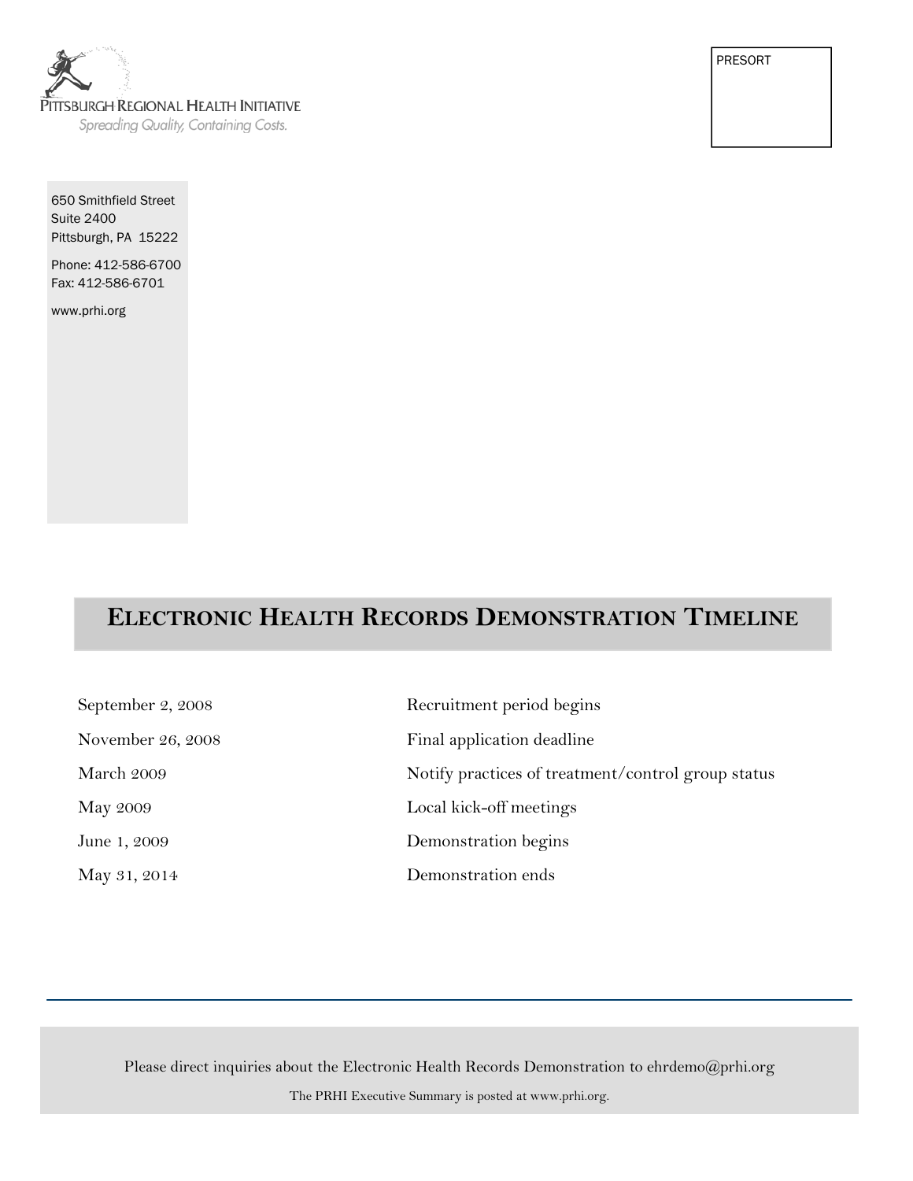PITTSBURGH REGIONAL HEALTH INITIATIVE

*Spreading Quality, Containing Costs.*

PRESORT

650 Smithfield Street
Suite 2400
Pittsburgh, PA 15222

Phone: 412-586-6700
Fax: 412-586-6701

www.prhi.org

## ELECTRONIC HEALTH RECORDS DEMONSTRATION TIMELINE

| | |
|---|---|
| September 2, 2008 | Recruitment period begins |
| November 26, 2008 | Final application deadline |
| March 2009 | Notify practices of treatment/control group status |
| May 2009 | Local kick-off meetings |
| June 1, 2009 | Demonstration begins |
| May 31, 2014 | Demonstration ends |

---

Please direct inquiries about the Electronic Health Records Demonstration to ehrdemo@prhi.org

The PRHI Executive Summary is posted at www.prhi.org.